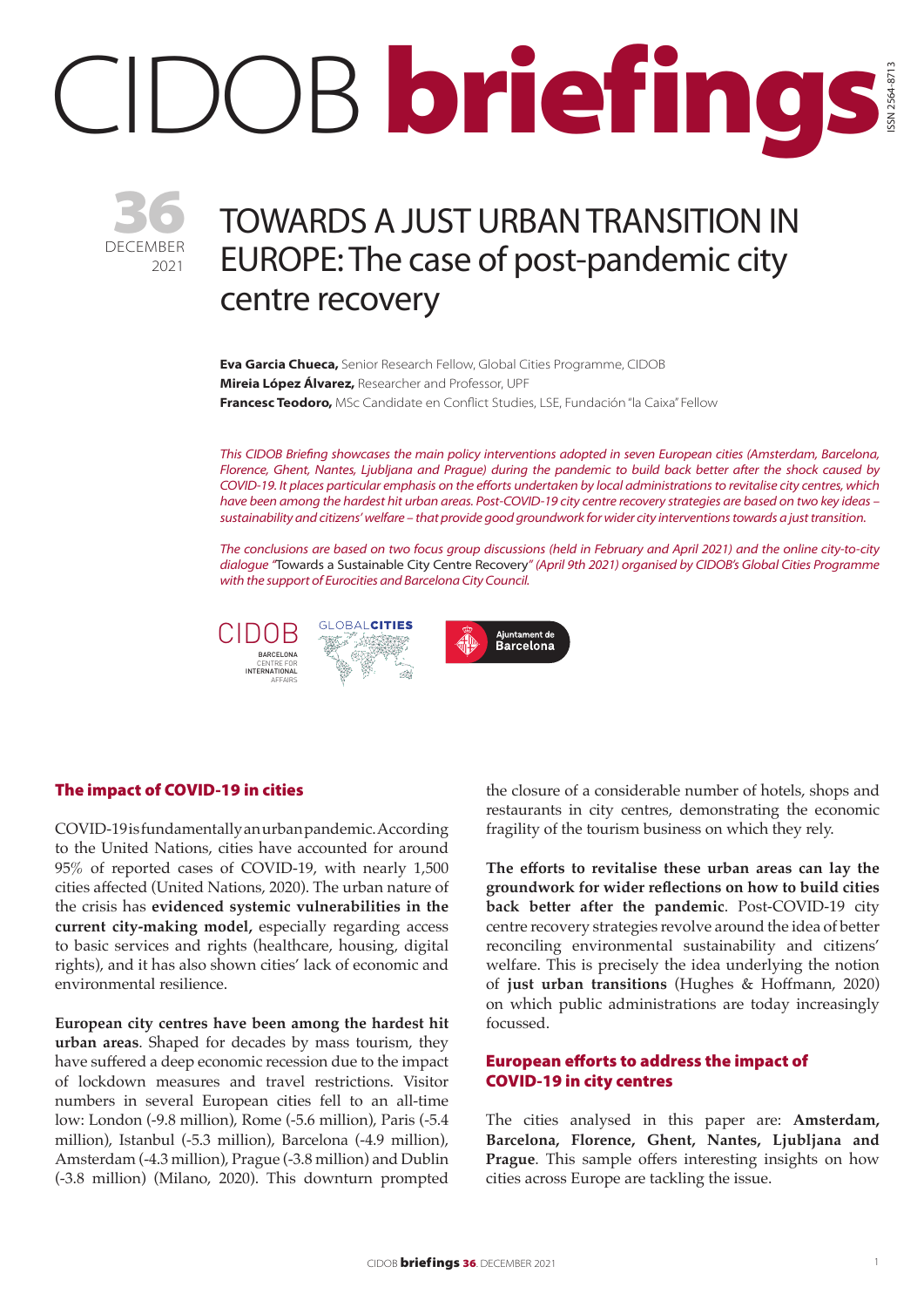# CIDOB briefings

**36**
DECEMBER
2021

# TOWARDS A JUST URBAN TRANSITION IN EUROPE: The case of post-pandemic city centre recovery

**Eva Garcia Chueca,** Senior Research Fellow, Global Cities Programme, CIDOB
**Mireia López Álvarez,** Researcher and Professor, UPF
**Francesc Teodoro,** MSc Candidate en Conflict Studies, LSE, Fundación "la Caixa" Fellow

*This CIDOB Briefing showcases the main policy interventions adopted in seven European cities (Amsterdam, Barcelona, Florence, Ghent, Nantes, Ljubljana and Prague) during the pandemic to build back better after the shock caused by COVID-19. It places particular emphasis on the efforts undertaken by local administrations to revitalise city centres, which have been among the hardest hit urban areas. Post-COVID-19 city centre recovery strategies are based on two key ideas – sustainability and citizens' welfare – that provide good groundwork for wider city interventions towards a just transition.*

*The conclusions are based on two focus group discussions (held in February and April 2021) and the online city-to-city dialogue* "Towards a Sustainable City Centre Recovery" *(April 9th 2021) organised by CIDOB's Global Cities Programme with the support of Eurocities and Barcelona City Council.*

## The impact of COVID-19 in cities

COVID-19 is fundamentally an urban pandemic. According to the United Nations, cities have accounted for around 95% of reported cases of COVID-19, with nearly 1,500 cities affected (United Nations, 2020). The urban nature of the crisis has **evidenced systemic vulnerabilities in the current city-making model,** especially regarding access to basic services and rights (healthcare, housing, digital rights), and it has also shown cities' lack of economic and environmental resilience.

**European city centres have been among the hardest hit urban areas**. Shaped for decades by mass tourism, they have suffered a deep economic recession due to the impact of lockdown measures and travel restrictions. Visitor numbers in several European cities fell to an all-time low: London (-9.8 million), Rome (-5.6 million), Paris (-5.4 million), Istanbul (-5.3 million), Barcelona (-4.9 million), Amsterdam (-4.3 million), Prague (-3.8 million) and Dublin (-3.8 million) (Milano, 2020). This downturn prompted the closure of a considerable number of hotels, shops and restaurants in city centres, demonstrating the economic fragility of the tourism business on which they rely.

**The efforts to revitalise these urban areas can lay the groundwork for wider reflections on how to build cities back better after the pandemic**. Post-COVID-19 city centre recovery strategies revolve around the idea of better reconciling environmental sustainability and citizens' welfare. This is precisely the idea underlying the notion of **just urban transitions** (Hughes & Hoffmann, 2020) on which public administrations are today increasingly focussed.

## European efforts to address the impact of COVID-19 in city centres

The cities analysed in this paper are: **Amsterdam, Barcelona, Florence, Ghent, Nantes, Ljubljana and Prague**. This sample offers interesting insights on how cities across Europe are tackling the issue.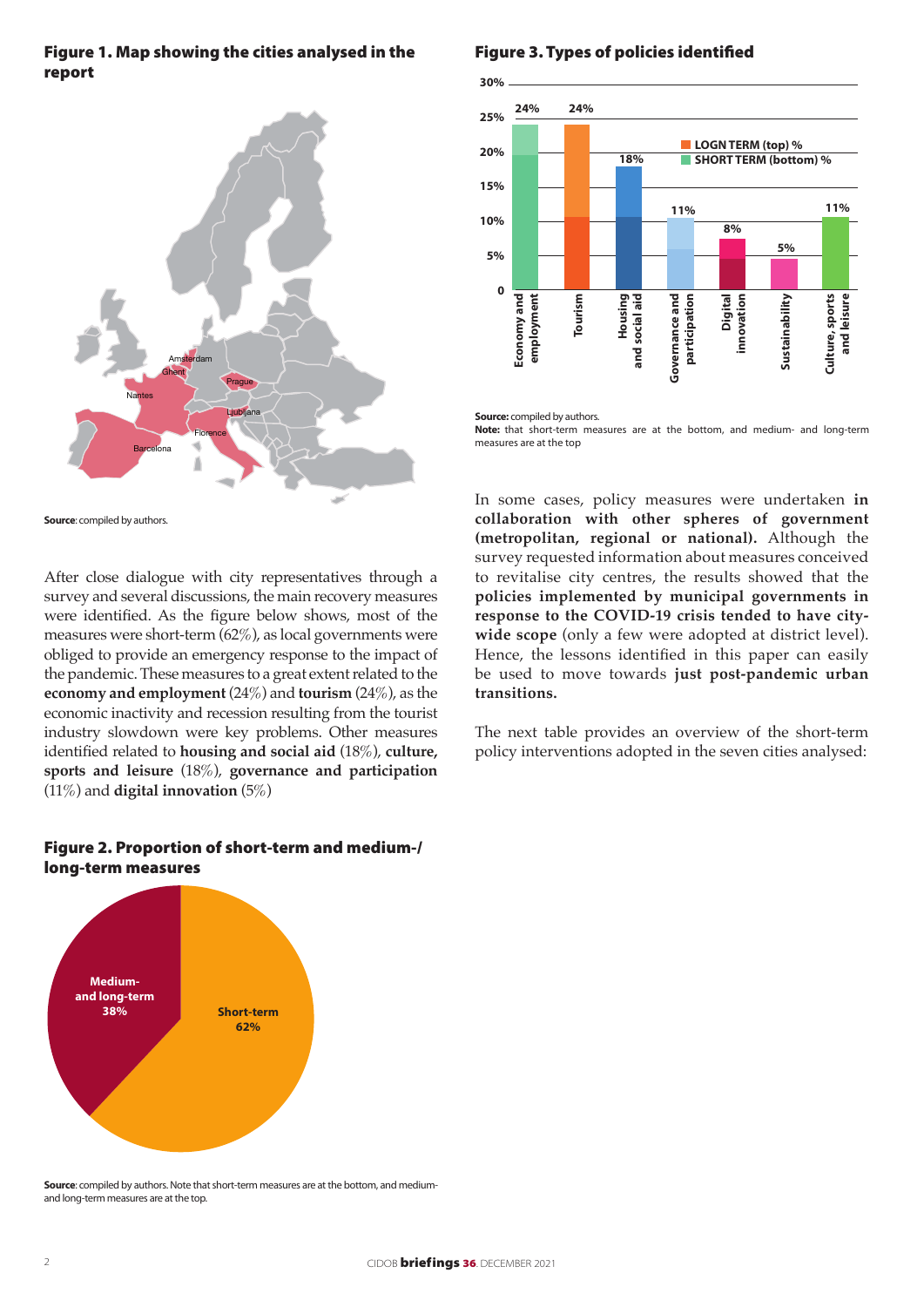**Figure 1. Map showing the cities analysed in the report**

**Source**: compiled by authors.

After close dialogue with city representatives through a survey and several discussions, the main recovery measures were identified. As the figure below shows, most of the measures were short-term (62%), as local governments were obliged to provide an emergency response to the impact of the pandemic. These measures to a great extent related to the **economy and employment** (24%) and **tourism** (24%), as the economic inactivity and recession resulting from the tourist industry slowdown were key problems. Other measures identified related to **housing and social aid** (18%), **culture, sports and leisure** (18%), **governance and participation** (11%) and **digital innovation** (5%)

**Figure 2. Proportion of short-term and medium-/long-term measures**

**Source**: compiled by authors. Note that short-term measures are at the bottom, and medium- and long-term measures are at the top.

**Figure 3. Types of policies identified**

**Source:** compiled by authors.
**Note:** that short-term measures are at the bottom, and medium- and long-term measures are at the top

In some cases, policy measures were undertaken **in collaboration with other spheres of government (metropolitan, regional or national).** Although the survey requested information about measures conceived to revitalise city centres, the results showed that the **policies implemented by municipal governments in response to the COVID-19 crisis tended to have city-wide scope** (only a few were adopted at district level). Hence, the lessons identified in this paper can easily be used to move towards **just post-pandemic urban transitions.**

The next table provides an overview of the short-term policy interventions adopted in the seven cities analysed: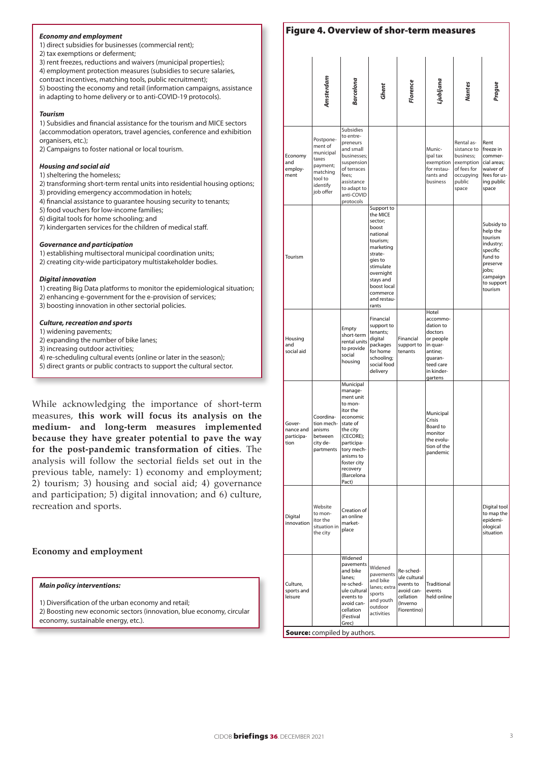***Economy and employment***
1) direct subsidies for businesses (commercial rent);
2) tax exemptions or deferment;
3) rent freezes, reductions and waivers (municipal properties);
4) employment protection measures (subsidies to secure salaries, contract incentives, matching tools, public recruitment);
5) boosting the economy and retail (information campaigns, assistance in adapting to home delivery or to anti-COVID-19 protocols).

***Tourism***
1) Subsidies and financial assistance for the tourism and MICE sectors (accommodation operators, travel agencies, conference and exhibition organisers, etc.);
2) Campaigns to foster national or local tourism.

***Housing and social aid***
1) sheltering the homeless;
2) transforming short-term rental units into residential housing options;
3) providing emergency accommodation in hotels;
4) financial assistance to guarantee housing security to tenants;
5) food vouchers for low-income families;
6) digital tools for home schooling; and
7) kindergarten services for the children of medical staff.

***Governance and participation***
1) establishing multisectoral municipal coordination units;
2) creating city-wide participatory multistakeholder bodies.

***Digital innovation***
1) creating Big Data platforms to monitor the epidemiological situation;
2) enhancing e-government for the e-provision of services;
3) boosting innovation in other sectorial policies.

***Culture, recreation and sports***
1) widening pavements;
2) expanding the number of bike lanes;
3) increasing outdoor activities;
4) re-scheduling cultural events (online or later in the season);
5) direct grants or public contracts to support the cultural sector.

While acknowledging the importance of short-term measures, **this work will focus its analysis on the medium- and long-term measures implemented because they have greater potential to pave the way for the post-pandemic transformation of cities**. The analysis will follow the sectorial fields set out in the previous table, namely: 1) economy and employment; 2) tourism; 3) housing and social aid; 4) governance and participation; 5) digital innovation; and 6) culture, recreation and sports.

## Economy and employment

***Main policy interventions:***

1) Diversification of the urban economy and retail;
2) Boosting new economic sectors (innovation, blue economy, circular economy, sustainable energy, etc.).

## Figure 4. Overview of short-term measures

| | Amsterdam | Barcelona | Ghent | Florence | Ljubljana | Nantes | Prague |
|---|---|---|---|---|---|---|---|
| Economy and employment | Postponement of municipal taxes payment; matching tool to identify job offer | Subsidies to entrepreneurs and small businesses; suspension of terraces fees; assistance to adapt to anti-COVID protocols | | | Municipal tax exemption for restaurants and business | Rental assistance to business; exemption of fees for occupying public space | Rent freeze in commercial areas; waiver of fees for using public space |
| Tourism | | | Support to the MICE sector; boost national tourism; marketing strategies to stimulate overnight stays and boost local commerce and restaurants | | | | Subsidy to help the tourism industry; specific fund to preserve jobs; campaign to support tourism |
| Housing and social aid | | Empty short-term rental units to provide social housing | Financial support to tenants; digital packages for home schooling; social food delivery | Financial support to tenants | Hotel accommodation to doctors or people in quarantine; guaranteed care in kindergartens | | |
| Governance and participation | Coordination mechanisms between city departments | Municipal management unit to monitor the economic state of the city (CECORE); participatory mechanisms to foster city recovery (Barcelona Pact) | | | Municipal Crisis Board to monitor the evolution of the pandemic | | |
| Digital innovation | Website to monitor the situation in the city | Creation of an online marketplace | | | | | Digital tool to map the epidemiological situation |
| Culture, sports and leisure | | Widened pavements and bike lanes; re-schedule cultural events to avoid cancellation (Festival Grec) | Widened pavements and bike lanes; extra sports and youth outdoor activities | Re-schedule cultural events to avoid cancellation (Inverno Fiorentino) | Traditional events held online | | |

**Source:** compiled by authors.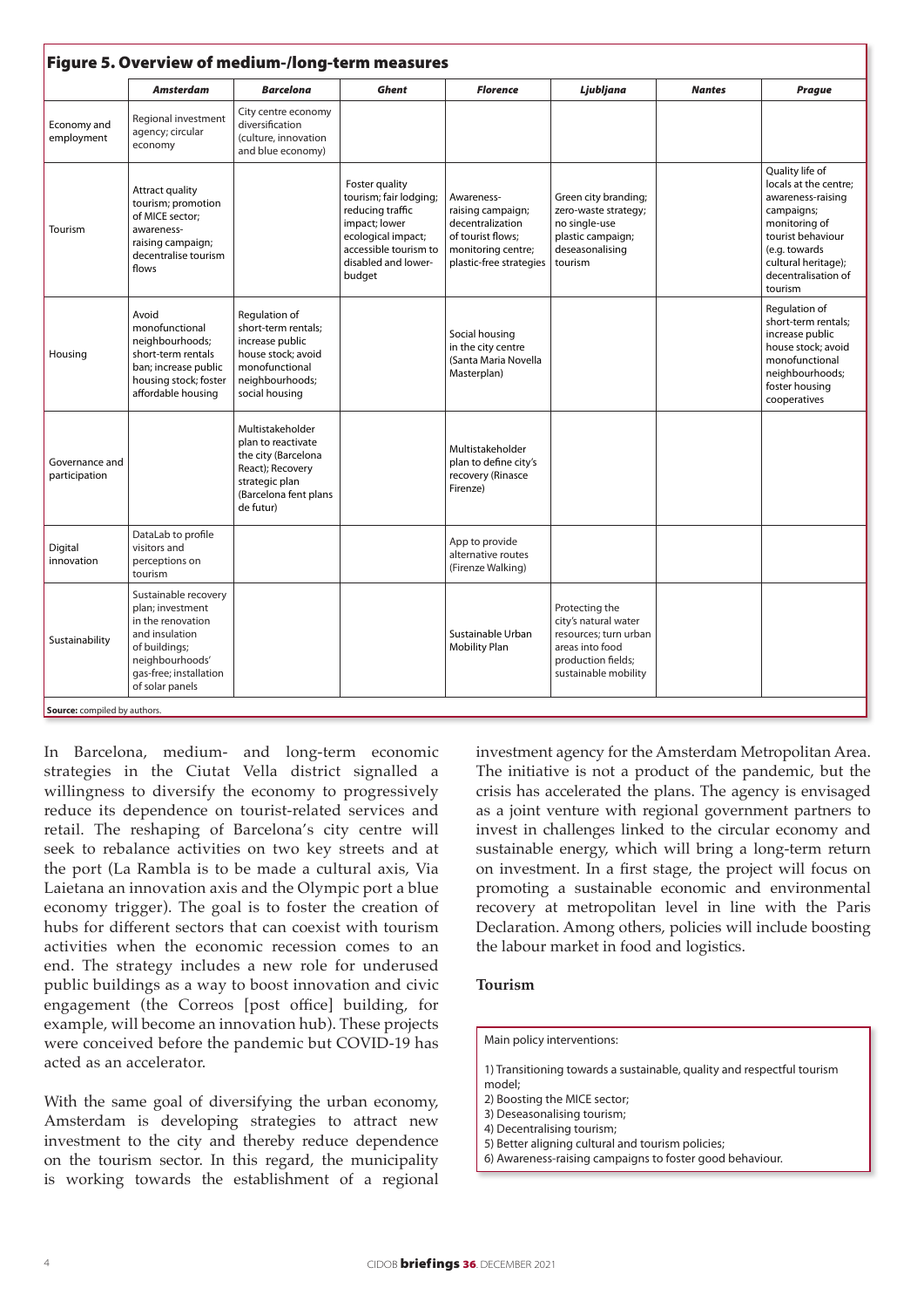**Figure 5. Overview of medium-/long-term measures**

| | Amsterdam | Barcelona | Ghent | Florence | Ljubljana | Nantes | Prague |
|---|---|---|---|---|---|---|---|
| Economy and employment | Regional investment agency; circular economy | City centre economy diversification (culture, innovation and blue economy) | | | | | |
| Tourism | Attract quality tourism; promotion of MICE sector; awareness-raising campaign; decentralise tourism flows | | Foster quality tourism; fair lodging; reducing traffic impact; lower ecological impact; accessible tourism to disabled and lower-budget | Awareness-raising campaign; decentralization of tourist flows; monitoring centre; plastic-free strategies | Green city branding; zero-waste strategy; no single-use plastic campaign; deseasonalising tourism | | Quality life of locals at the centre; awareness-raising campaigns; monitoring of tourist behaviour (e.g. towards cultural heritage); decentralisation of tourism |
| Housing | Avoid monofunctional neighbourhoods; short-term rentals ban; increase public housing stock; foster affordable housing | Regulation of short-term rentals; increase public house stock; avoid monofunctional neighbourhoods; social housing | | Social housing in the city centre (Santa Maria Novella Masterplan) | | | Regulation of short-term rentals; increase public house stock; avoid monofunctional neighbourhoods; foster housing cooperatives |
| Governance and participation | | Multistakeholder plan to reactivate the city (Barcelona React); Recovery strategic plan (Barcelona fent plans de futur) | | Multistakeholder plan to define city's recovery (Rinasce Firenze) | | | |
| Digital innovation | DataLab to profile visitors and perceptions on tourism | | | App to provide alternative routes (Firenze Walking) | | | |
| Sustainability | Sustainable recovery plan; investment in the renovation and insulation of buildings; neighbourhoods' gas-free; installation of solar panels | | | Sustainable Urban Mobility Plan | Protecting the city's natural water resources; turn urban areas into food production fields; sustainable mobility | | |

**Source:** compiled by authors.

In Barcelona, medium- and long-term economic strategies in the Ciutat Vella district signalled a willingness to diversify the economy to progressively reduce its dependence on tourist-related services and retail. The reshaping of Barcelona's city centre will seek to rebalance activities on two key streets and at the port (La Rambla is to be made a cultural axis, Via Laietana an innovation axis and the Olympic port a blue economy trigger). The goal is to foster the creation of hubs for different sectors that can coexist with tourism activities when the economic recession comes to an end. The strategy includes a new role for underused public buildings as a way to boost innovation and civic engagement (the Correos [post office] building, for example, will become an innovation hub). These projects were conceived before the pandemic but COVID-19 has acted as an accelerator.

With the same goal of diversifying the urban economy, Amsterdam is developing strategies to attract new investment to the city and thereby reduce dependence on the tourism sector. In this regard, the municipality is working towards the establishment of a regional investment agency for the Amsterdam Metropolitan Area. The initiative is not a product of the pandemic, but the crisis has accelerated the plans. The agency is envisaged as a joint venture with regional government partners to invest in challenges linked to the circular economy and sustainable energy, which will bring a long-term return on investment. In a first stage, the project will focus on promoting a sustainable economic and environmental recovery at metropolitan level in line with the Paris Declaration. Among others, policies will include boosting the labour market in food and logistics.

### Tourism

Main policy interventions:

1) Transitioning towards a sustainable, quality and respectful tourism model;
2) Boosting the MICE sector;
3) Deseasonalising tourism;
4) Decentralising tourism;
5) Better aligning cultural and tourism policies;
6) Awareness-raising campaigns to foster good behaviour.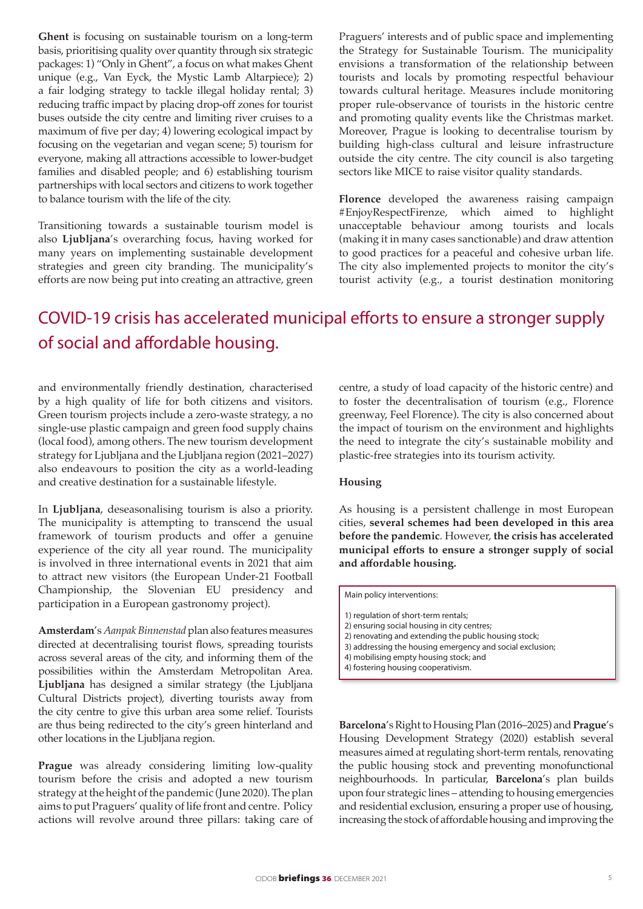**Ghent** is focusing on sustainable tourism on a long-term basis, prioritising quality over quantity through six strategic packages: 1) "Only in Ghent", a focus on what makes Ghent unique (e.g., Van Eyck, the Mystic Lamb Altarpiece); 2) a fair lodging strategy to tackle illegal holiday rental; 3) reducing traffic impact by placing drop-off zones for tourist buses outside the city centre and limiting river cruises to a maximum of five per day; 4) lowering ecological impact by focusing on the vegetarian and vegan scene; 5) tourism for everyone, making all attractions accessible to lower-budget families and disabled people; and 6) establishing tourism partnerships with local sectors and citizens to work together to balance tourism with the life of the city.

Transitioning towards a sustainable tourism model is also **Ljubljana**'s overarching focus, having worked for many years on implementing sustainable development strategies and green city branding. The municipality's efforts are now being put into creating an attractive, green and environmentally friendly destination, characterised by a high quality of life for both citizens and visitors. Green tourism projects include a zero-waste strategy, a no single-use plastic campaign and green food supply chains (local food), among others. The new tourism development strategy for Ljubljana and the Ljubljana region (2021–2027) also endeavours to position the city as a world-leading and creative destination for a sustainable lifestyle.

In **Ljubljana**, deseasonalising tourism is also a priority. The municipality is attempting to transcend the usual framework of tourism products and offer a genuine experience of the city all year round. The municipality is involved in three international events in 2021 that aim to attract new visitors (the European Under-21 Football Championship, the Slovenian EU presidency and participation in a European gastronomy project).

**Amsterdam**'s *Aanpak Binnenstad* plan also features measures directed at decentralising tourist flows, spreading tourists across several areas of the city, and informing them of the possibilities within the Amsterdam Metropolitan Area. **Ljubljana** has designed a similar strategy (the Ljubljana Cultural Districts project), diverting tourists away from the city centre to give this urban area some relief. Tourists are thus being redirected to the city's green hinterland and other locations in the Ljubljana region.

**Prague** was already considering limiting low-quality tourism before the crisis and adopted a new tourism strategy at the height of the pandemic (June 2020). The plan aims to put Praguers' quality of life front and centre. Policy actions will revolve around three pillars: taking care of Praguers' interests and of public space and implementing the Strategy for Sustainable Tourism. The municipality envisions a transformation of the relationship between tourists and locals by promoting respectful behaviour towards cultural heritage. Measures include monitoring proper rule-observance of tourists in the historic centre and promoting quality events like the Christmas market. Moreover, Prague is looking to decentralise tourism by building high-class cultural and leisure infrastructure outside the city centre. The city council is also targeting sectors like MICE to raise visitor quality standards.

**Florence** developed the awareness raising campaign #EnjoyRespectFirenze, which aimed to highlight unacceptable behaviour among tourists and locals (making it in many cases sanctionable) and draw attention to good practices for a peaceful and cohesive urban life. The city also implemented projects to monitor the city's tourist activity (e.g., a tourist destination monitoring centre, a study of load capacity of the historic centre) and to foster the decentralisation of tourism (e.g., Florence greenway, Feel Florence). The city is also concerned about the impact of tourism on the environment and highlights the need to integrate the city's sustainable mobility and plastic-free strategies into its tourism activity.

## COVID-19 crisis has accelerated municipal efforts to ensure a stronger supply of social and affordable housing.

### Housing

As housing is a persistent challenge in most European cities, **several schemes had been developed in this area before the pandemic**. However, **the crisis has accelerated municipal efforts to ensure a stronger supply of social and affordable housing.**

Main policy interventions:

1) regulation of short-term rentals;
2) ensuring social housing in city centres;
2) renovating and extending the public housing stock;
3) addressing the housing emergency and social exclusion;
4) mobilising empty housing stock; and
4) fostering housing cooperativism.

**Barcelona**'s Right to Housing Plan (2016–2025) and **Prague**'s Housing Development Strategy (2020) establish several measures aimed at regulating short-term rentals, renovating the public housing stock and preventing monofunctional neighbourhoods. In particular, **Barcelona**'s plan builds upon four strategic lines – attending to housing emergencies and residential exclusion, ensuring a proper use of housing, increasing the stock of affordable housing and improving the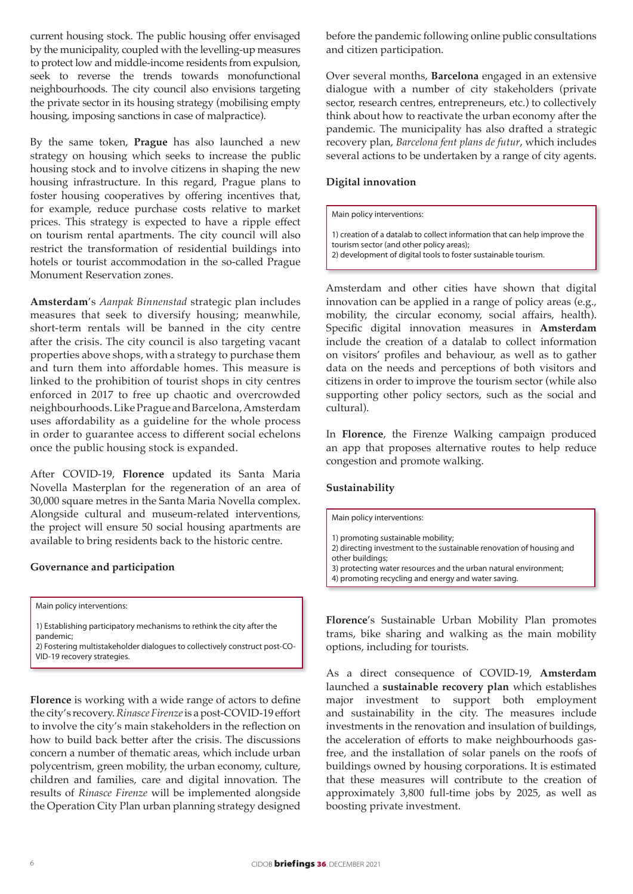current housing stock. The public housing offer envisaged by the municipality, coupled with the levelling-up measures to protect low and middle-income residents from expulsion, seek to reverse the trends towards monofunctional neighbourhoods. The city council also envisions targeting the private sector in its housing strategy (mobilising empty housing, imposing sanctions in case of malpractice).

By the same token, **Prague** has also launched a new strategy on housing which seeks to increase the public housing stock and to involve citizens in shaping the new housing infrastructure. In this regard, Prague plans to foster housing cooperatives by offering incentives that, for example, reduce purchase costs relative to market prices. This strategy is expected to have a ripple effect on tourism rental apartments. The city council will also restrict the transformation of residential buildings into hotels or tourist accommodation in the so-called Prague Monument Reservation zones.

**Amsterdam**'s *Aanpak Binnenstad* strategic plan includes measures that seek to diversify housing; meanwhile, short-term rentals will be banned in the city centre after the crisis. The city council is also targeting vacant properties above shops, with a strategy to purchase them and turn them into affordable homes. This measure is linked to the prohibition of tourist shops in city centres enforced in 2017 to free up chaotic and overcrowded neighbourhoods. Like Prague and Barcelona, Amsterdam uses affordability as a guideline for the whole process in order to guarantee access to different social echelons once the public housing stock is expanded.

After COVID-19, **Florence** updated its Santa Maria Novella Masterplan for the regeneration of an area of 30,000 square metres in the Santa Maria Novella complex. Alongside cultural and museum-related interventions, the project will ensure 50 social housing apartments are available to bring residents back to the historic centre.

### Governance and participation

Main policy interventions:

1) Establishing participatory mechanisms to rethink the city after the pandemic;
2) Fostering multistakeholder dialogues to collectively construct post-COVID-19 recovery strategies.

**Florence** is working with a wide range of actors to define the city's recovery. *Rinasce Firenze* is a post-COVID-19 effort to involve the city's main stakeholders in the reflection on how to build back better after the crisis. The discussions concern a number of thematic areas, which include urban polycentrism, green mobility, the urban economy, culture, children and families, care and digital innovation. The results of *Rinasce Firenze* will be implemented alongside the Operation City Plan urban planning strategy designed before the pandemic following online public consultations and citizen participation.

Over several months, **Barcelona** engaged in an extensive dialogue with a number of city stakeholders (private sector, research centres, entrepreneurs, etc.) to collectively think about how to reactivate the urban economy after the pandemic. The municipality has also drafted a strategic recovery plan, *Barcelona fent plans de futur*, which includes several actions to be undertaken by a range of city agents.

### Digital innovation

Main policy interventions:

1) creation of a datalab to collect information that can help improve the tourism sector (and other policy areas);
2) development of digital tools to foster sustainable tourism.

Amsterdam and other cities have shown that digital innovation can be applied in a range of policy areas (e.g., mobility, the circular economy, social affairs, health). Specific digital innovation measures in **Amsterdam** include the creation of a datalab to collect information on visitors' profiles and behaviour, as well as to gather data on the needs and perceptions of both visitors and citizens in order to improve the tourism sector (while also supporting other policy sectors, such as the social and cultural).

In **Florence**, the Firenze Walking campaign produced an app that proposes alternative routes to help reduce congestion and promote walking.

### Sustainability

Main policy interventions:

1) promoting sustainable mobility;
2) directing investment to the sustainable renovation of housing and other buildings;
3) protecting water resources and the urban natural environment;
4) promoting recycling and energy and water saving.

**Florence**'s Sustainable Urban Mobility Plan promotes trams, bike sharing and walking as the main mobility options, including for tourists.

As a direct consequence of COVID-19, **Amsterdam** launched a **sustainable recovery plan** which establishes major investment to support both employment and sustainability in the city. The measures include investments in the renovation and insulation of buildings, the acceleration of efforts to make neighbourhoods gas-free, and the installation of solar panels on the roofs of buildings owned by housing corporations. It is estimated that these measures will contribute to the creation of approximately 3,800 full-time jobs by 2025, as well as boosting private investment.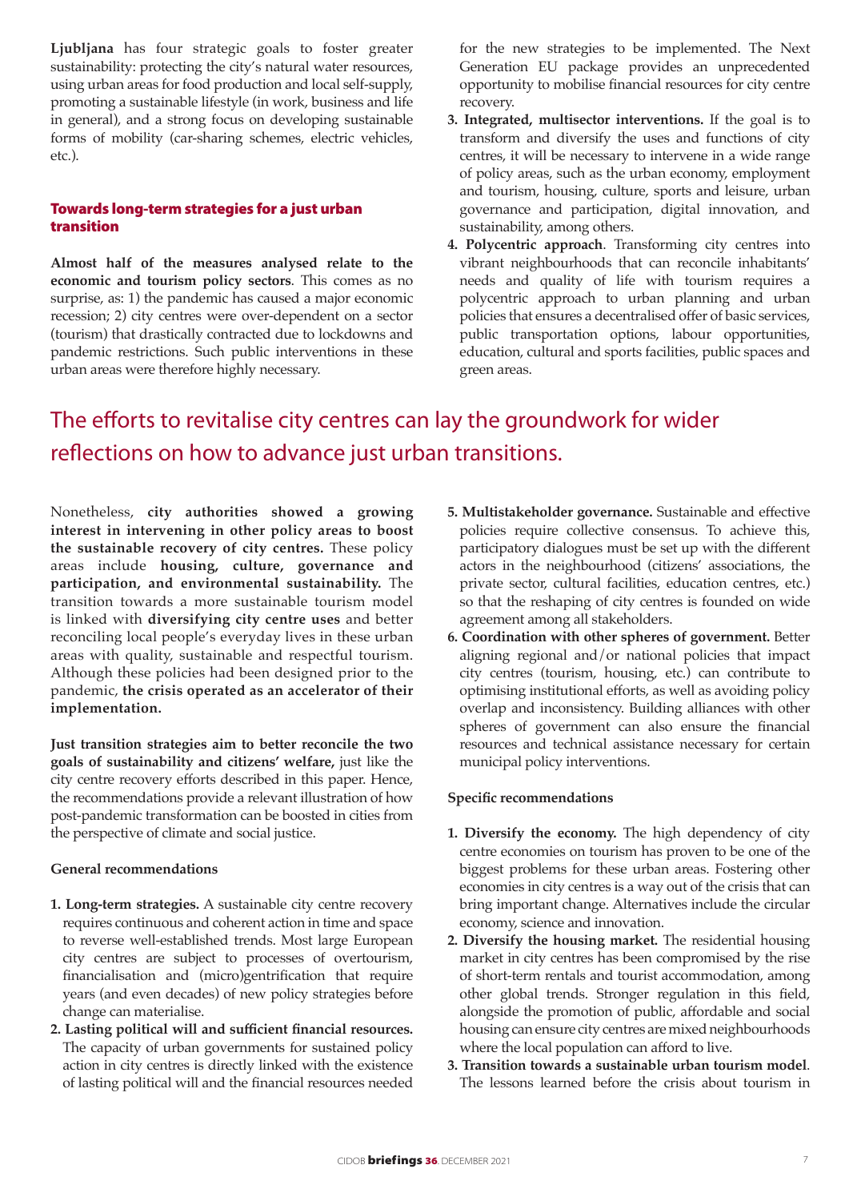**Ljubljana** has four strategic goals to foster greater sustainability: protecting the city's natural water resources, using urban areas for food production and local self-supply, promoting a sustainable lifestyle (in work, business and life in general), and a strong focus on developing sustainable forms of mobility (car-sharing schemes, electric vehicles, etc.).

## Towards long-term strategies for a just urban transition

**Almost half of the measures analysed relate to the economic and tourism policy sectors**. This comes as no surprise, as: 1) the pandemic has caused a major economic recession; 2) city centres were over-dependent on a sector (tourism) that drastically contracted due to lockdowns and pandemic restrictions. Such public interventions in these urban areas were therefore highly necessary.

Nonetheless, **city authorities showed a growing interest in intervening in other policy areas to boost the sustainable recovery of city centres.** These policy areas include **housing, culture, governance and participation, and environmental sustainability.** The transition towards a more sustainable tourism model is linked with **diversifying city centre uses** and better reconciling local people's everyday lives in these urban areas with quality, sustainable and respectful tourism. Although these policies had been designed prior to the pandemic, **the crisis operated as an accelerator of their implementation.**

**Just transition strategies aim to better reconcile the two goals of sustainability and citizens' welfare,** just like the city centre recovery efforts described in this paper. Hence, the recommendations provide a relevant illustration of how post-pandemic transformation can be boosted in cities from the perspective of climate and social justice.

> The efforts to revitalise city centres can lay the groundwork for wider reflections on how to advance just urban transitions.

**General recommendations**

1. **Long-term strategies.** A sustainable city centre recovery requires continuous and coherent action in time and space to reverse well-established trends. Most large European city centres are subject to processes of overtourism, financialisation and (micro)gentrification that require years (and even decades) of new policy strategies before change can materialise.
2. **Lasting political will and sufficient financial resources.** The capacity of urban governments for sustained policy action in city centres is directly linked with the existence of lasting political will and the financial resources needed for the new strategies to be implemented. The Next Generation EU package provides an unprecedented opportunity to mobilise financial resources for city centre recovery.
3. **Integrated, multisector interventions.** If the goal is to transform and diversify the uses and functions of city centres, it will be necessary to intervene in a wide range of policy areas, such as the urban economy, employment and tourism, housing, culture, sports and leisure, urban governance and participation, digital innovation, and sustainability, among others.
4. **Polycentric approach**. Transforming city centres into vibrant neighbourhoods that can reconcile inhabitants' needs and quality of life with tourism requires a polycentric approach to urban planning and urban policies that ensures a decentralised offer of basic services, public transportation options, labour opportunities, education, cultural and sports facilities, public spaces and green areas.
5. **Multistakeholder governance.** Sustainable and effective policies require collective consensus. To achieve this, participatory dialogues must be set up with the different actors in the neighbourhood (citizens' associations, the private sector, cultural facilities, education centres, etc.) so that the reshaping of city centres is founded on wide agreement among all stakeholders.
6. **Coordination with other spheres of government.** Better aligning regional and/or national policies that impact city centres (tourism, housing, etc.) can contribute to optimising institutional efforts, as well as avoiding policy overlap and inconsistency. Building alliances with other spheres of government can also ensure the financial resources and technical assistance necessary for certain municipal policy interventions.

**Specific recommendations**

1. **Diversify the economy.** The high dependency of city centre economies on tourism has proven to be one of the biggest problems for these urban areas. Fostering other economies in city centres is a way out of the crisis that can bring important change. Alternatives include the circular economy, science and innovation.
2. **Diversify the housing market.** The residential housing market in city centres has been compromised by the rise of short-term rentals and tourist accommodation, among other global trends. Stronger regulation in this field, alongside the promotion of public, affordable and social housing can ensure city centres are mixed neighbourhoods where the local population can afford to live.
3. **Transition towards a sustainable urban tourism model**. The lessons learned before the crisis about tourism in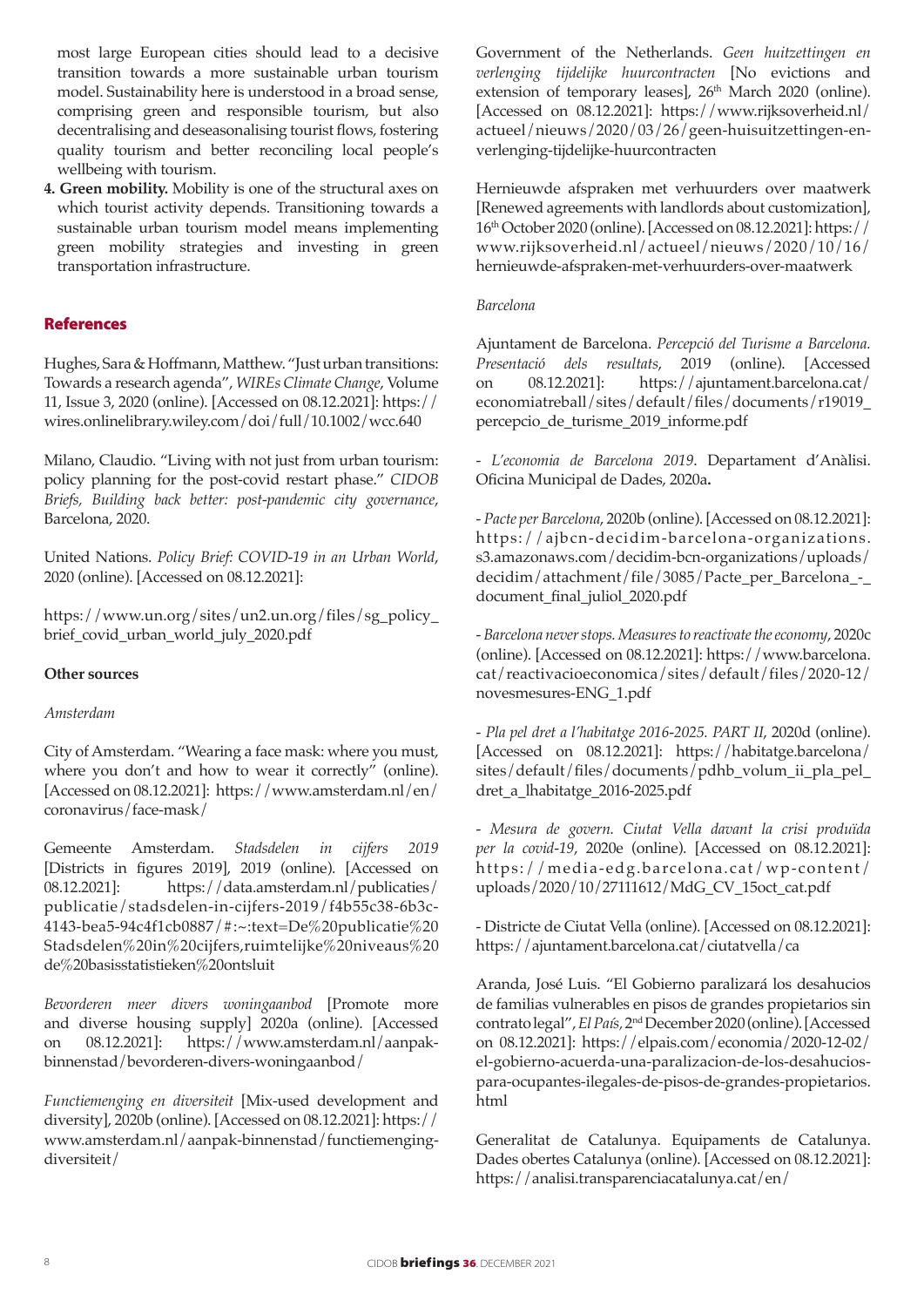most large European cities should lead to a decisive transition towards a more sustainable urban tourism model. Sustainability here is understood in a broad sense, comprising green and responsible tourism, but also decentralising and deseasonalising tourist flows, fostering quality tourism and better reconciling local people's wellbeing with tourism.

4. **Green mobility.** Mobility is one of the structural axes on which tourist activity depends. Transitioning towards a sustainable urban tourism model means implementing green mobility strategies and investing in green transportation infrastructure.

## References

Hughes, Sara & Hoffmann, Matthew. "Just urban transitions: Towards a research agenda", *WIREs Climate Change*, Volume 11, Issue 3, 2020 (online). [Accessed on 08.12.2021]: https://wires.onlinelibrary.wiley.com/doi/full/10.1002/wcc.640

Milano, Claudio. "Living with not just from urban tourism: policy planning for the post-covid restart phase." *CIDOB Briefs, Building back better: post-pandemic city governance*, Barcelona, 2020.

United Nations. *Policy Brief: COVID-19 in an Urban World*, 2020 (online). [Accessed on 08.12.2021]:

https://www.un.org/sites/un2.un.org/files/sg_policy_brief_covid_urban_world_july_2020.pdf

**Other sources**

*Amsterdam*

City of Amsterdam. "Wearing a face mask: where you must, where you don't and how to wear it correctly" (online). [Accessed on 08.12.2021]: https://www.amsterdam.nl/en/coronavirus/face-mask/

Gemeente Amsterdam. *Stadsdelen in cijfers 2019* [Districts in figures 2019], 2019 (online). [Accessed on 08.12.2021]: https://data.amsterdam.nl/publicaties/publicatie/stadsdelen-in-cijfers-2019/f4b55c38-6b3c-4143-bea5-94c4f1cb0887/#:~:text=De%20publicatie%20Stadsdelen%20in%20cijfers,ruimtelijke%20niveaus%20de%20basisstatistieken%20ontsluit

*Bevorderen meer divers woningaanbod* [Promote more and diverse housing supply] 2020a (online). [Accessed on 08.12.2021]: https://www.amsterdam.nl/aanpak-binnenstad/bevorderen-divers-woningaanbod/

*Functiemenging en diversiteit* [Mix-used development and diversity], 2020b (online). [Accessed on 08.12.2021]: https://www.amsterdam.nl/aanpak-binnenstad/functiemenging-diversiteit/

Government of the Netherlands. *Geen huitzettingen en verlenging tijdelijke huurcontracten* [No evictions and extension of temporary leases], 26th March 2020 (online). [Accessed on 08.12.2021]: https://www.rijksoverheid.nl/actueel/nieuws/2020/03/26/geen-huisuitzettingen-en-verlenging-tijdelijke-huurcontracten

Hernieuwde afspraken met verhuurders over maatwerk [Renewed agreements with landlords about customization], 16th October 2020 (online). [Accessed on 08.12.2021]: https://www.rijksoverheid.nl/actueel/nieuws/2020/10/16/hernieuwde-afspraken-met-verhuurders-over-maatwerk

*Barcelona*

Ajuntament de Barcelona. *Percepció del Turisme a Barcelona. Presentació dels resultats*, 2019 (online). [Accessed on 08.12.2021]: https://ajuntament.barcelona.cat/economiatreball/sites/default/files/documents/r19019_percepcio_de_turisme_2019_informe.pdf

- *L'economia de Barcelona 2019*. Departament d'Anàlisi. Oficina Municipal de Dades, 2020a**.**

- *Pacte per Barcelona*, 2020b (online). [Accessed on 08.12.2021]: https://ajbcn-decidim-barcelona-organizations.s3.amazonaws.com/decidim-bcn-organizations/uploads/decidim/attachment/file/3085/Pacte_per_Barcelona_-_document_final_juliol_2020.pdf

- *Barcelona never stops. Measures to reactivate the economy*, 2020c (online). [Accessed on 08.12.2021]: https://www.barcelona.cat/reactivacioeconomica/sites/default/files/2020-12/novesmesures-ENG_1.pdf

- *Pla pel dret a l'habitatge 2016-2025. PART II*, 2020d (online). [Accessed on 08.12.2021]: https://habitatge.barcelona/sites/default/files/documents/pdhb_volum_ii_pla_pel_dret_a_lhabitatge_2016-2025.pdf

- *Mesura de govern. Ciutat Vella davant la crisi produïda per la covid-19*, 2020e (online). [Accessed on 08.12.2021]: https://media-edg.barcelona.cat/wp-content/uploads/2020/10/27111612/MdG_CV_15oct_cat.pdf

- Districte de Ciutat Vella (online). [Accessed on 08.12.2021]: https://ajuntament.barcelona.cat/ciutatvella/ca

Aranda, José Luis. "El Gobierno paralizará los desahucios de familias vulnerables en pisos de grandes propietarios sin contrato legal", *El País*, 2nd December 2020 (online). [Accessed on 08.12.2021]: https://elpais.com/economia/2020-12-02/el-gobierno-acuerda-una-paralizacion-de-los-desahucios-para-ocupantes-ilegales-de-pisos-de-grandes-propietarios.html

Generalitat de Catalunya. Equipaments de Catalunya. Dades obertes Catalunya (online). [Accessed on 08.12.2021]: https://analisi.transparenciacatalunya.cat/en/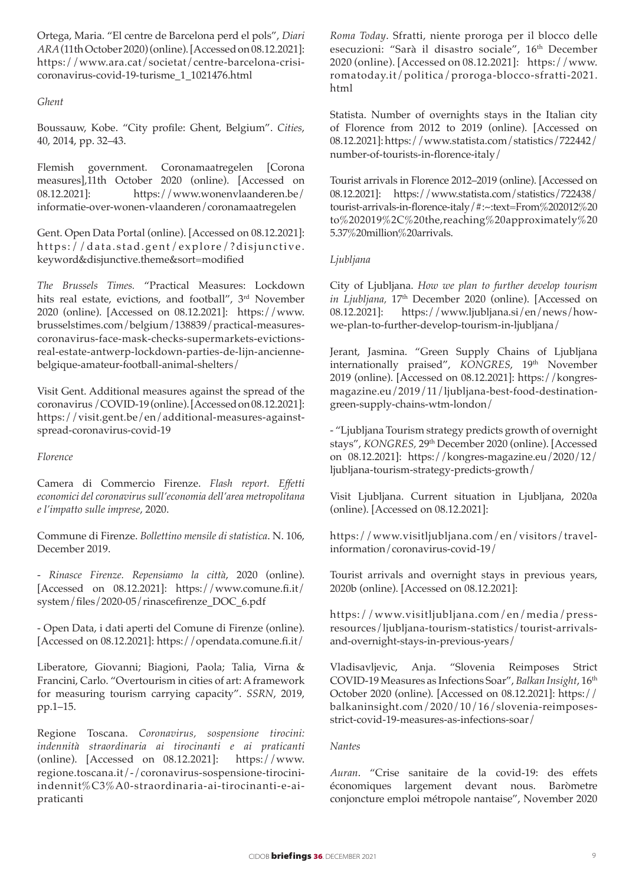Ortega, Maria. "El centre de Barcelona perd el pols", *Diari ARA* (11th October 2020) (online). [Accessed on 08.12.2021]: https://www.ara.cat/societat/centre-barcelona-crisi-coronavirus-covid-19-turisme_1_1021476.html

*Ghent*

Boussauw, Kobe. "City profile: Ghent, Belgium". *Cities*, 40, 2014, pp. 32–43.

Flemish government. Coronamaatregelen [Corona measures],11th October 2020 (online). [Accessed on 08.12.2021]: https://www.wonenvlaanderen.be/informatie-over-wonen-vlaanderen/coronamaatregelen

Gent. Open Data Portal (online). [Accessed on 08.12.2021]: https://data.stad.gent/explore/?disjunctive.keyword&disjunctive.theme&sort=modified

*The Brussels Times.* "Practical Measures: Lockdown hits real estate, evictions, and football", 3rd November 2020 (online). [Accessed on 08.12.2021]: https://www.brusselstimes.com/belgium/138839/practical-measures-coronavirus-face-mask-checks-supermarkets-evictions-real-estate-antwerp-lockdown-parties-de-lijn-ancienne-belgique-amateur-football-animal-shelters/

Visit Gent. Additional measures against the spread of the coronavirus /COVID-19 (online). [Accessed on 08.12.2021]: https://visit.gent.be/en/additional-measures-against-spread-coronavirus-covid-19

*Florence*

Camera di Commercio Firenze. *Flash report. Effetti economici del coronavirus sull'economia dell'area metropolitana e l'impatto sulle imprese*, 2020.

Commune di Firenze. *Bollettino mensile di statistica*. N. 106, December 2019.

- *Rinasce Firenze. Repensiamo la città*, 2020 (online). [Accessed on 08.12.2021]: https://www.comune.fi.it/system/files/2020-05/rinascefirenze_DOC_6.pdf

- Open Data, i dati aperti del Comune di Firenze (online). [Accessed on 08.12.2021]: https://opendata.comune.fi.it/

Liberatore, Giovanni; Biagioni, Paola; Talia, Virna & Francini, Carlo. "Overtourism in cities of art: A framework for measuring tourism carrying capacity". *SSRN*, 2019, pp.1–15.

Regione Toscana. *Coronavirus, sospensione tirocini: indennità straordinaria ai tirocinanti e ai praticanti* (online). [Accessed on 08.12.2021]: https://www.regione.toscana.it/-/coronavirus-sospensione-tirocini-indennit%C3%A0-straordinaria-ai-tirocinanti-e-ai-praticanti

*Roma Today*. Sfratti, niente proroga per il blocco delle esecuzioni: "Sarà il disastro sociale", 16th December 2020 (online). [Accessed on 08.12.2021]: https://www.romatoday.it/politica/proroga-blocco-sfratti-2021.html

Statista. Number of overnights stays in the Italian city of Florence from 2012 to 2019 (online). [Accessed on 08.12.2021]: https://www.statista.com/statistics/722442/number-of-tourists-in-florence-italy/

Tourist arrivals in Florence 2012–2019 (online). [Accessed on 08.12.2021]: https://www.statista.com/statistics/722438/tourist-arrivals-in-florence-italy/#:~:text=From%202012%20to%202019%2C%20the,reaching%20approximately%205.37%20million%20arrivals.

*Ljubljana*

City of Ljubljana. *How we plan to further develop tourism in Ljubljana,* 17th December 2020 (online). [Accessed on 08.12.2021]: https://www.ljubljana.si/en/news/how-we-plan-to-further-develop-tourism-in-ljubljana/

Jerant, Jasmina. "Green Supply Chains of Ljubljana internationally praised", *KONGRES*, 19th November 2019 (online). [Accessed on 08.12.2021]: https://kongres-magazine.eu/2019/11/ljubljana-best-food-destination-green-supply-chains-wtm-london/

- "Ljubljana Tourism strategy predicts growth of overnight stays", *KONGRES,* 29th December 2020 (online). [Accessed on 08.12.2021]: https://kongres-magazine.eu/2020/12/ljubljana-tourism-strategy-predicts-growth/

Visit Ljubljana. Current situation in Ljubljana, 2020a (online). [Accessed on 08.12.2021]:

https://www.visitljubljana.com/en/visitors/travel-information/coronavirus-covid-19/

Tourist arrivals and overnight stays in previous years, 2020b (online). [Accessed on 08.12.2021]:

https://www.visitljubljana.com/en/media/press-resources/ljubljana-tourism-statistics/tourist-arrivals-and-overnight-stays-in-previous-years/

Vladisavljevic, Anja. "Slovenia Reimposes Strict COVID-19 Measures as Infections Soar", *Balkan Insight*, 16th October 2020 (online). [Accessed on 08.12.2021]: https://balkaninsight.com/2020/10/16/slovenia-reimposes-strict-covid-19-measures-as-infections-soar/

*Nantes*

*Auran*. "Crise sanitaire de la covid-19: des effets économiques largement devant nous. Baròmetre conjoncture emploi métropole nantaise", November 2020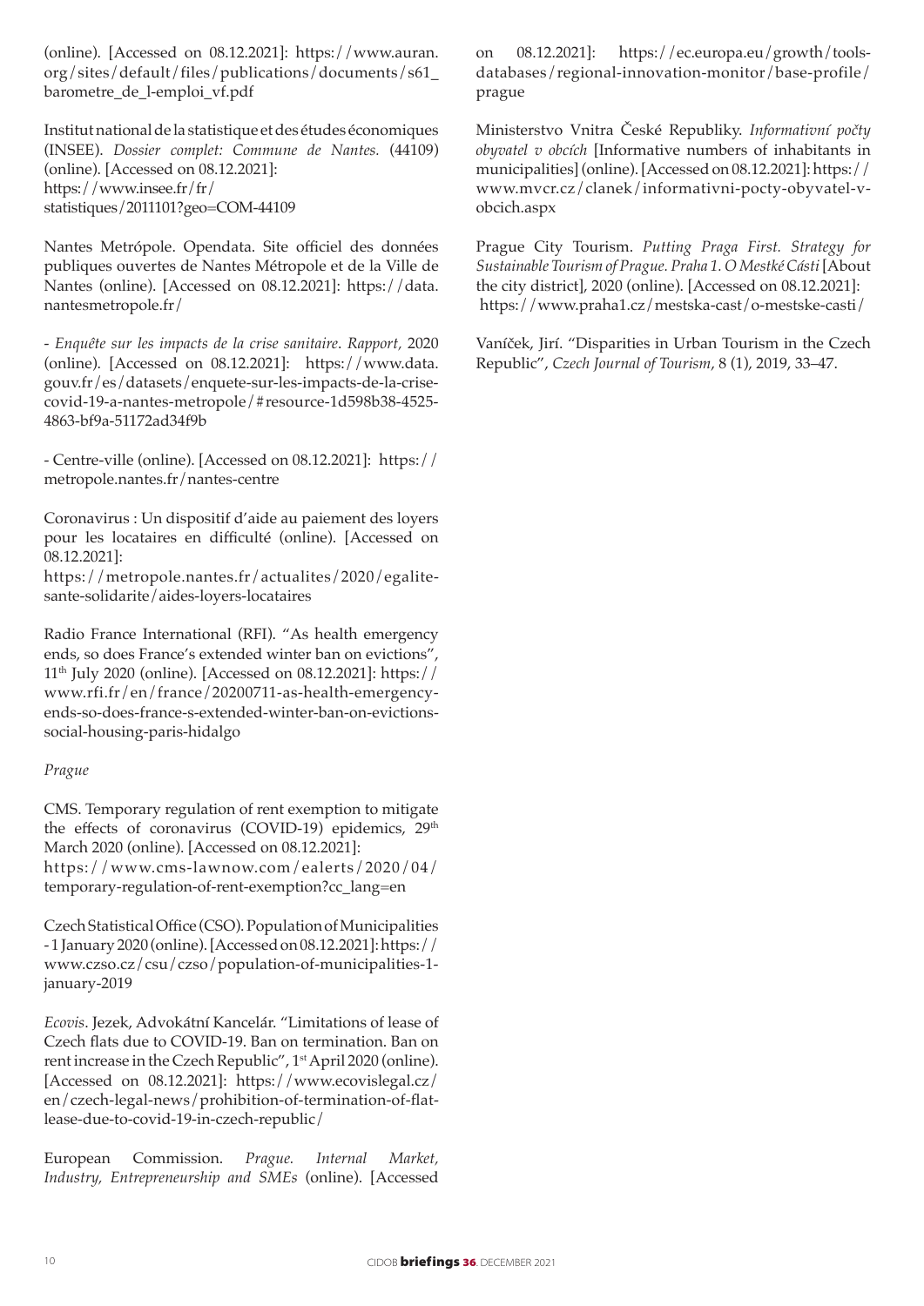(online). [Accessed on 08.12.2021]: https://www.auran.org/sites/default/files/publications/documents/s61_barometre_de_l-emploi_vf.pdf

Institut national de la statistique et des études économiques (INSEE). *Dossier complet: Commune de Nantes.* (44109) (online). [Accessed on 08.12.2021]: https://www.insee.fr/fr/statistiques/2011101?geo=COM-44109

Nantes Metrópole. Opendata. Site officiel des données publiques ouvertes de Nantes Métropole et de la Ville de Nantes (online). [Accessed on 08.12.2021]: https://data.nantesmetropole.fr/

- *Enquête sur les impacts de la crise sanitaire*. *Rapport,* 2020 (online). [Accessed on 08.12.2021]: https://www.data.gouv.fr/es/datasets/enquete-sur-les-impacts-de-la-crise-covid-19-a-nantes-metropole/#resource-1d598b38-4525-4863-bf9a-51172ad34f9b

- Centre-ville (online). [Accessed on 08.12.2021]: https://metropole.nantes.fr/nantes-centre

Coronavirus : Un dispositif d'aide au paiement des loyers pour les locataires en difficulté (online). [Accessed on 08.12.2021]: https://metropole.nantes.fr/actualites/2020/egalite-sante-solidarite/aides-loyers-locataires

Radio France International (RFI). "As health emergency ends, so does France's extended winter ban on evictions", 11th July 2020 (online). [Accessed on 08.12.2021]: https://www.rfi.fr/en/france/20200711-as-health-emergency-ends-so-does-france-s-extended-winter-ban-on-evictions-social-housing-paris-hidalgo

*Prague*

CMS. Temporary regulation of rent exemption to mitigate the effects of coronavirus (COVID-19) epidemics, 29th March 2020 (online). [Accessed on 08.12.2021]: https://www.cms-lawnow.com/ealerts/2020/04/temporary-regulation-of-rent-exemption?cc_lang=en

Czech Statistical Office (CSO). Population of Municipalities - 1 January 2020 (online). [Accessed on 08.12.2021]: https://www.czso.cz/csu/czso/population-of-municipalities-1-january-2019

*Ecovis*. Jezek, Advokátní Kancelár. "Limitations of lease of Czech flats due to COVID-19. Ban on termination. Ban on rent increase in the Czech Republic", 1st April 2020 (online). [Accessed on 08.12.2021]: https://www.ecovislegal.cz/en/czech-legal-news/prohibition-of-termination-of-flat-lease-due-to-covid-19-in-czech-republic/

European Commission. *Prague. Internal Market, Industry, Entrepreneurship and SMEs* (online). [Accessed on 08.12.2021]: https://ec.europa.eu/growth/tools-databases/regional-innovation-monitor/base-profile/prague

Ministerstvo Vnitra České Republiky. *Informativní počty obyvatel v obcích* [Informative numbers of inhabitants in municipalities] (online). [Accessed on 08.12.2021]: https://www.mvcr.cz/clanek/informativni-pocty-obyvatel-v-obcich.aspx

Prague City Tourism. *Putting Praga First. Strategy for Sustainable Tourism of Prague. Praha 1. O Mestké Cásti* [About the city district], 2020 (online). [Accessed on 08.12.2021]: https://www.praha1.cz/mestska-cast/o-mestske-casti/

Vaníček, Jirí. "Disparities in Urban Tourism in the Czech Republic", *Czech Journal of Tourism*, 8 (1), 2019, 33–47.